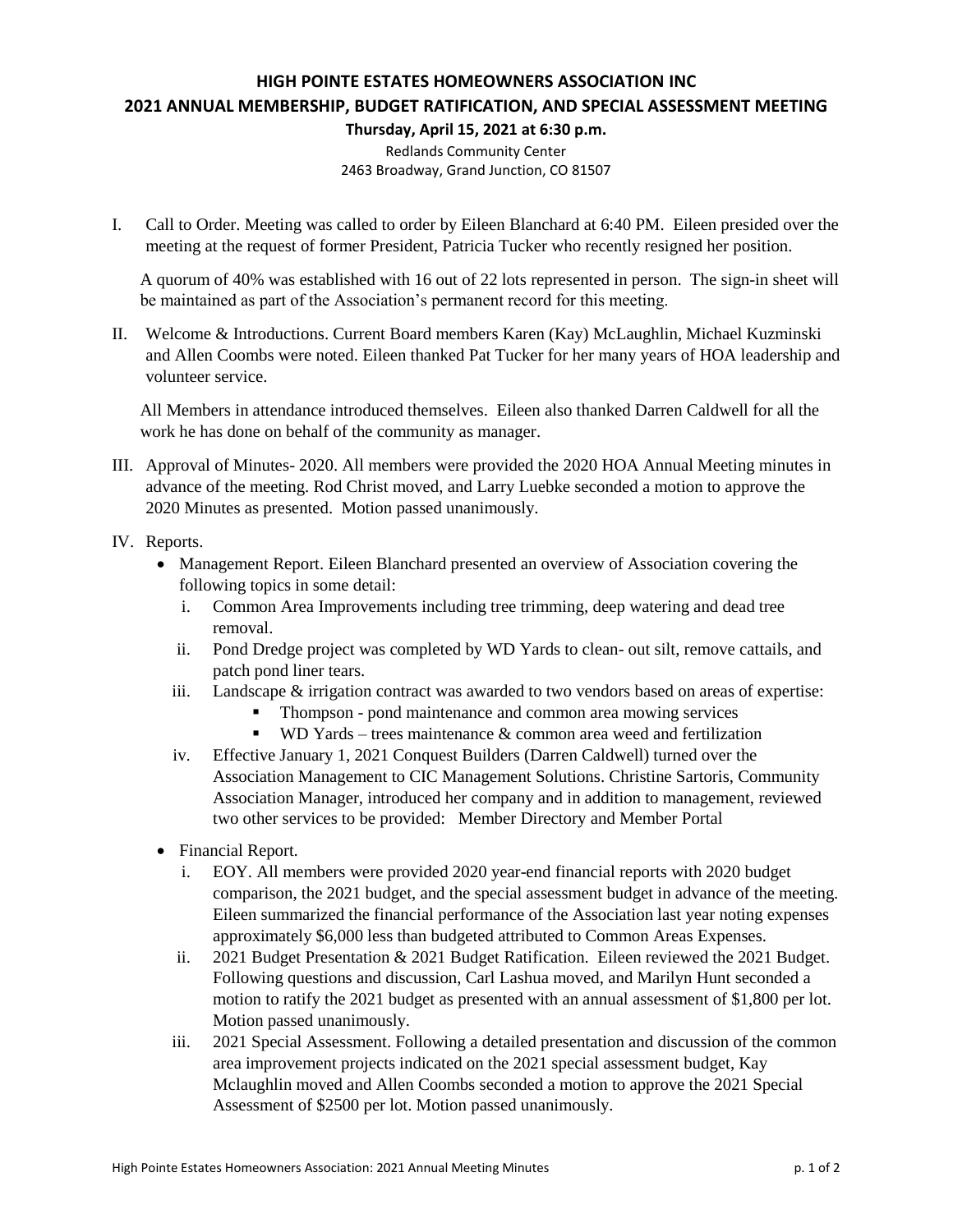# HIGH POINTE ESTATES HOMEOWNERS ASSOCIATION INC

## 2021 ANNUAL MEMBERSHIP, BUDGET RATIFICATION, AND SPECIAL ASSESSMENT MEETING

**Thursday, April 15, 2021 at 6:30 p.m.**

Redlands Community Center
2463 Broadway, Grand Junction, CO 81507

I. Call to Order. Meeting was called to order by Eileen Blanchard at 6:40 PM. Eileen presided over the meeting at the request of former President, Patricia Tucker who recently resigned her position.

   A quorum of 40% was established with 16 out of 22 lots represented in person. The sign-in sheet will be maintained as part of the Association's permanent record for this meeting.

II. Welcome & Introductions. Current Board members Karen (Kay) McLaughlin, Michael Kuzminski and Allen Coombs were noted. Eileen thanked Pat Tucker for her many years of HOA leadership and volunteer service.

   All Members in attendance introduced themselves. Eileen also thanked Darren Caldwell for all the work he has done on behalf of the community as manager.

III. Approval of Minutes- 2020. All members were provided the 2020 HOA Annual Meeting minutes in advance of the meeting. Rod Christ moved, and Larry Luebke seconded a motion to approve the 2020 Minutes as presented. Motion passed unanimously.

IV. Reports.
   - Management Report. Eileen Blanchard presented an overview of Association covering the following topics in some detail:
     i. Common Area Improvements including tree trimming, deep watering and dead tree removal.
     ii. Pond Dredge project was completed by WD Yards to clean- out silt, remove cattails, and patch pond liner tears.
     iii. Landscape & irrigation contract was awarded to two vendors based on areas of expertise:
        - Thompson - pond maintenance and common area mowing services
        - WD Yards – trees maintenance & common area weed and fertilization
     iv. Effective January 1, 2021 Conquest Builders (Darren Caldwell) turned over the Association Management to CIC Management Solutions. Christine Sartoris, Community Association Manager, introduced her company and in addition to management, reviewed two other services to be provided: Member Directory and Member Portal
   - Financial Report.
     i. EOY. All members were provided 2020 year-end financial reports with 2020 budget comparison, the 2021 budget, and the special assessment budget in advance of the meeting. Eileen summarized the financial performance of the Association last year noting expenses approximately $6,000 less than budgeted attributed to Common Areas Expenses.
     ii. 2021 Budget Presentation & 2021 Budget Ratification. Eileen reviewed the 2021 Budget. Following questions and discussion, Carl Lashua moved, and Marilyn Hunt seconded a motion to ratify the 2021 budget as presented with an annual assessment of $1,800 per lot. Motion passed unanimously.
     iii. 2021 Special Assessment. Following a detailed presentation and discussion of the common area improvement projects indicated on the 2021 special assessment budget, Kay Mclaughlin moved and Allen Coombs seconded a motion to approve the 2021 Special Assessment of $2500 per lot. Motion passed unanimously.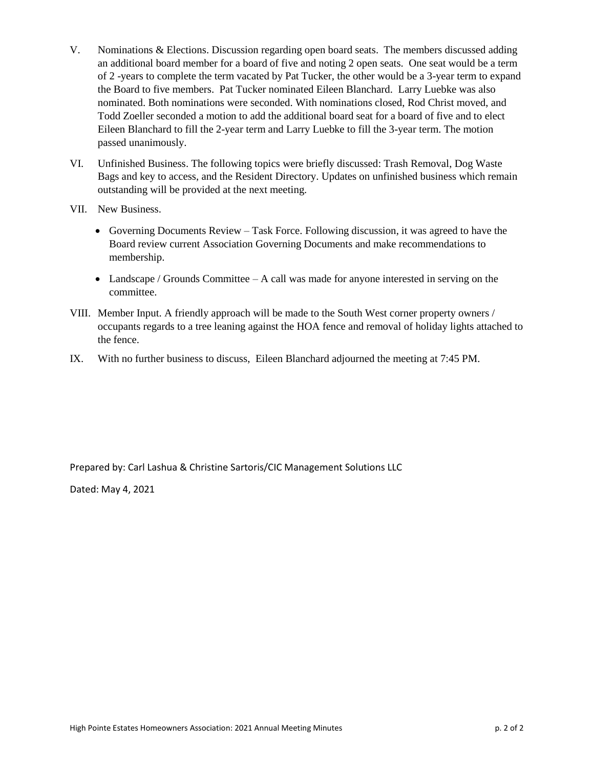V. Nominations & Elections. Discussion regarding open board seats. The members discussed adding an additional board member for a board of five and noting 2 open seats. One seat would be a term of 2 -years to complete the term vacated by Pat Tucker, the other would be a 3-year term to expand the Board to five members. Pat Tucker nominated Eileen Blanchard. Larry Luebke was also nominated. Both nominations were seconded. With nominations closed, Rod Christ moved, and Todd Zoeller seconded a motion to add the additional board seat for a board of five and to elect Eileen Blanchard to fill the 2-year term and Larry Luebke to fill the 3-year term. The motion passed unanimously.

VI. Unfinished Business. The following topics were briefly discussed: Trash Removal, Dog Waste Bags and key to access, and the Resident Directory. Updates on unfinished business which remain outstanding will be provided at the next meeting.

VII. New Business.

- Governing Documents Review – Task Force. Following discussion, it was agreed to have the Board review current Association Governing Documents and make recommendations to membership.
- Landscape / Grounds Committee – A call was made for anyone interested in serving on the committee.

VIII. Member Input. A friendly approach will be made to the South West corner property owners / occupants regards to a tree leaning against the HOA fence and removal of holiday lights attached to the fence.

IX. With no further business to discuss, Eileen Blanchard adjourned the meeting at 7:45 PM.

Prepared by: Carl Lashua & Christine Sartoris/CIC Management Solutions LLC

Dated: May 4, 2021